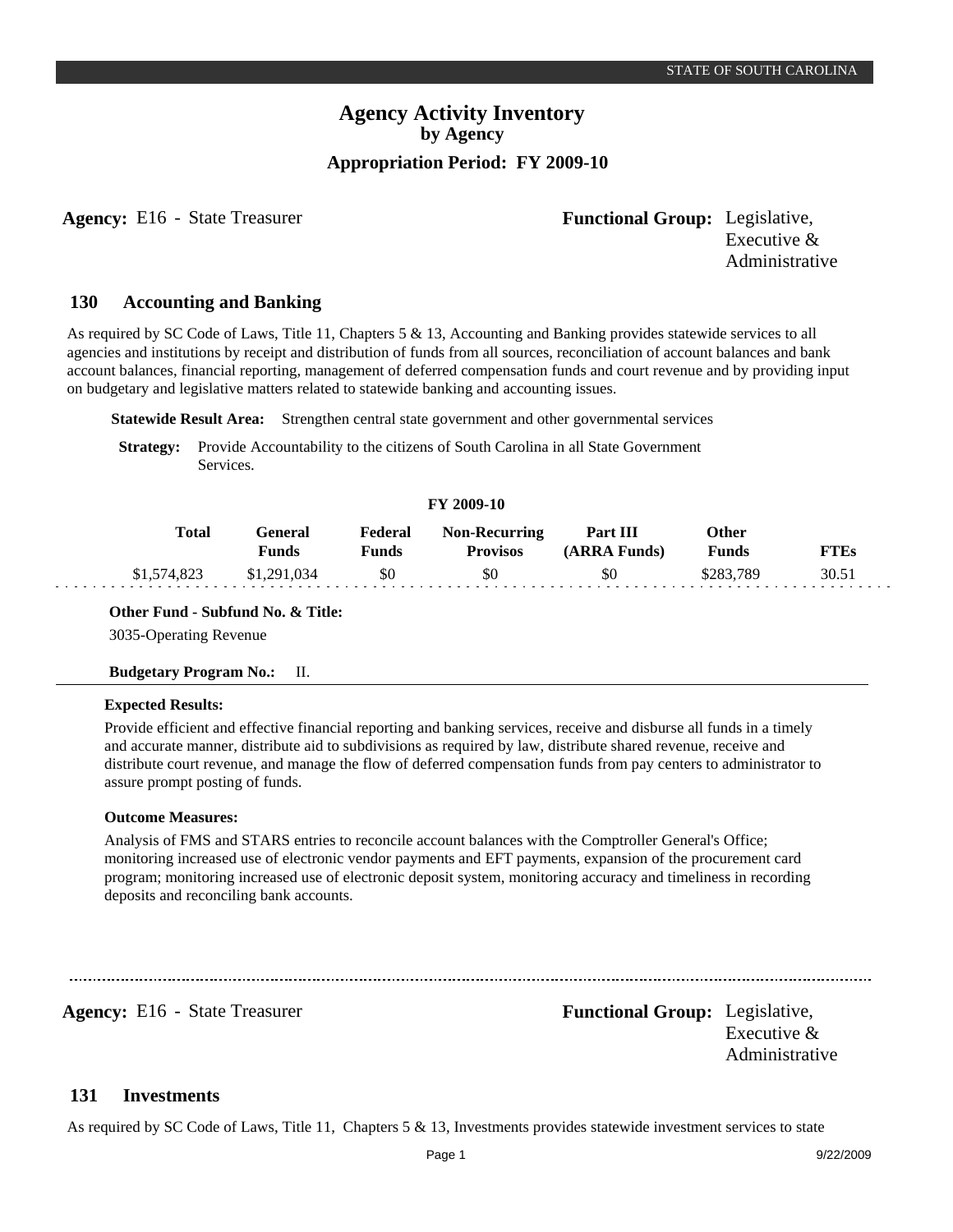# Agency Activity Inventory
## by Agency
### Appropriation Period: FY 2009-10

**Agency:** E16 - State Treasurer **Functional Group:** Legislative, Executive & Administrative

## 130 Accounting and Banking

As required by SC Code of Laws, Title 11, Chapters 5 & 13, Accounting and Banking provides statewide services to all agencies and institutions by receipt and distribution of funds from all sources, reconciliation of account balances and bank account balances, financial reporting, management of deferred compensation funds and court revenue and by providing input on budgetary and legislative matters related to statewide banking and accounting issues.

**Statewide Result Area:** Strengthen central state government and other governmental services

**Strategy:** Provide Accountability to the citizens of South Carolina in all State Government Services.

**FY 2009-10**

| Total | General Funds | Federal Funds | Non-Recurring Provisos | Part III (ARRA Funds) | Other Funds | FTEs |
|---|---|---|---|---|---|---|
| $1,574,823 | $1,291,034 | $0 | $0 | $0 | $283,789 | 30.51 |

**Other Fund - Subfund No. & Title:**

3035-Operating Revenue

**Budgetary Program No.:** II.

**Expected Results:**

Provide efficient and effective financial reporting and banking services, receive and disburse all funds in a timely and accurate manner, distribute aid to subdivisions as required by law, distribute shared revenue, receive and distribute court revenue, and manage the flow of deferred compensation funds from pay centers to administrator to assure prompt posting of funds.

**Outcome Measures:**

Analysis of FMS and STARS entries to reconcile account balances with the Comptroller General's Office; monitoring increased use of electronic vendor payments and EFT payments, expansion of the procurement card program; monitoring increased use of electronic deposit system, monitoring accuracy and timeliness in recording deposits and reconciling bank accounts.

---

**Agency:** E16 - State Treasurer **Functional Group:** Legislative, Executive & Administrative

## 131 Investments

As required by SC Code of Laws, Title 11, Chapters 5 & 13, Investments provides statewide investment services to state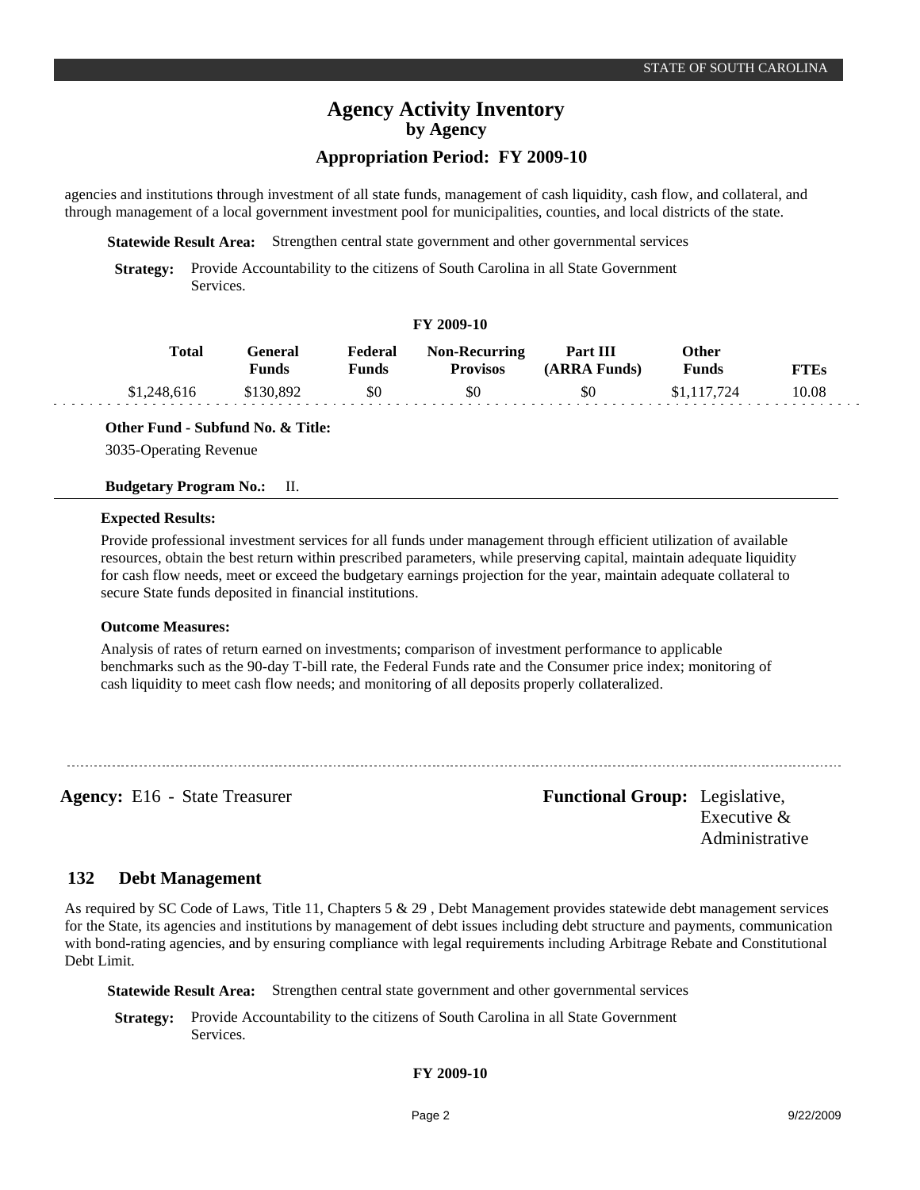agencies and institutions through investment of all state funds, management of cash liquidity, cash flow, and collateral, and through management of a local government investment pool for municipalities, counties, and local districts of the state.

**Statewide Result Area:** Strengthen central state government and other governmental services

**Strategy:** Provide Accountability to the citizens of South Carolina in all State Government Services.

**FY 2009-10**

| Total | General Funds | Federal Funds | Non-Recurring Provisos | Part III (ARRA Funds) | Other Funds | FTEs |
|---|---|---|---|---|---|---|
| $1,248,616 | $130,892 | $0 | $0 | $0 | $1,117,724 | 10.08 |

**Other Fund - Subfund No. & Title:**

3035-Operating Revenue

**Budgetary Program No.:** II.

**Expected Results:**

Provide professional investment services for all funds under management through efficient utilization of available resources, obtain the best return within prescribed parameters, while preserving capital, maintain adequate liquidity for cash flow needs, meet or exceed the budgetary earnings projection for the year, maintain adequate collateral to secure State funds deposited in financial institutions.

**Outcome Measures:**

Analysis of rates of return earned on investments; comparison of investment performance to applicable benchmarks such as the 90-day T-bill rate, the Federal Funds rate and the Consumer price index; monitoring of cash liquidity to meet cash flow needs; and monitoring of all deposits properly collateralized.

---

**Agency:** E16 - State Treasurer **Functional Group:** Legislative, Executive & Administrative

## 132 Debt Management

As required by SC Code of Laws, Title 11, Chapters 5 & 29 , Debt Management provides statewide debt management services for the State, its agencies and institutions by management of debt issues including debt structure and payments, communication with bond-rating agencies, and by ensuring compliance with legal requirements including Arbitrage Rebate and Constitutional Debt Limit.

**Statewide Result Area:** Strengthen central state government and other governmental services

**Strategy:** Provide Accountability to the citizens of South Carolina in all State Government Services.

**FY 2009-10**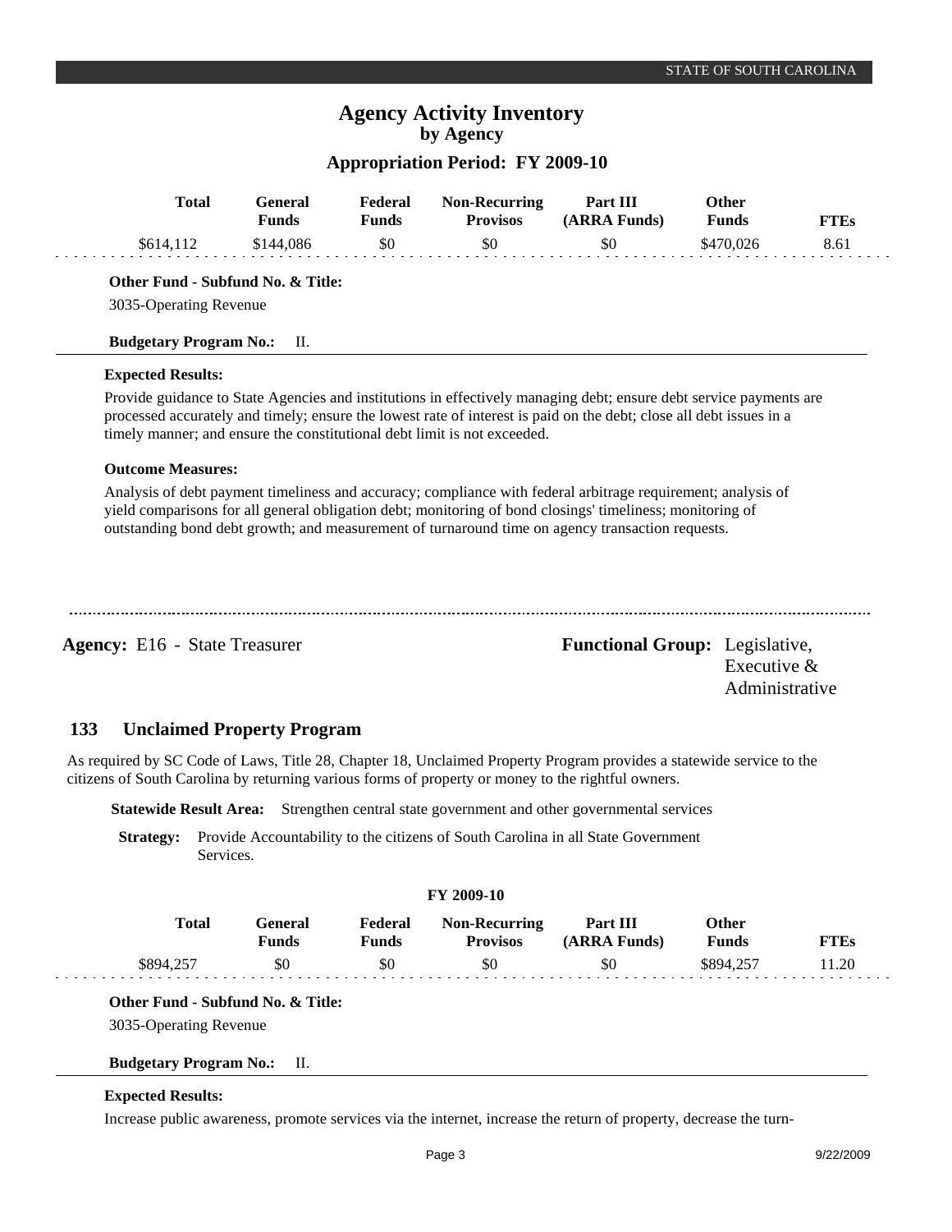| Total | General Funds | Federal Funds | Non-Recurring Provisos | Part III (ARRA Funds) | Other Funds | FTEs |
|---|---|---|---|---|---|---|
| $614,112 | $144,086 | $0 | $0 | $0 | $470,026 | 8.61 |

**Other Fund - Subfund No. & Title:**

3035-Operating Revenue

**Budgetary Program No.:** II.

**Expected Results:**

Provide guidance to State Agencies and institutions in effectively managing debt; ensure debt service payments are processed accurately and timely; ensure the lowest rate of interest is paid on the debt; close all debt issues in a timely manner; and ensure the constitutional debt limit is not exceeded.

**Outcome Measures:**

Analysis of debt payment timeliness and accuracy; compliance with federal arbitrage requirement; analysis of yield comparisons for all general obligation debt; monitoring of bond closings' timeliness; monitoring of outstanding bond debt growth; and measurement of turnaround time on agency transaction requests.

---

**Agency:** E16 - State Treasurer **Functional Group:** Legislative, Executive & Administrative

## 133 Unclaimed Property Program

As required by SC Code of Laws, Title 28, Chapter 18, Unclaimed Property Program provides a statewide service to the citizens of South Carolina by returning various forms of property or money to the rightful owners.

**Statewide Result Area:** Strengthen central state government and other governmental services

**Strategy:** Provide Accountability to the citizens of South Carolina in all State Government Services.

**FY 2009-10**

| Total | General Funds | Federal Funds | Non-Recurring Provisos | Part III (ARRA Funds) | Other Funds | FTEs |
|---|---|---|---|---|---|---|
| $894,257 | $0 | $0 | $0 | $0 | $894,257 | 11.20 |

**Other Fund - Subfund No. & Title:**

3035-Operating Revenue

**Budgetary Program No.:** II.

**Expected Results:**

Increase public awareness, promote services via the internet, increase the return of property, decrease the turn-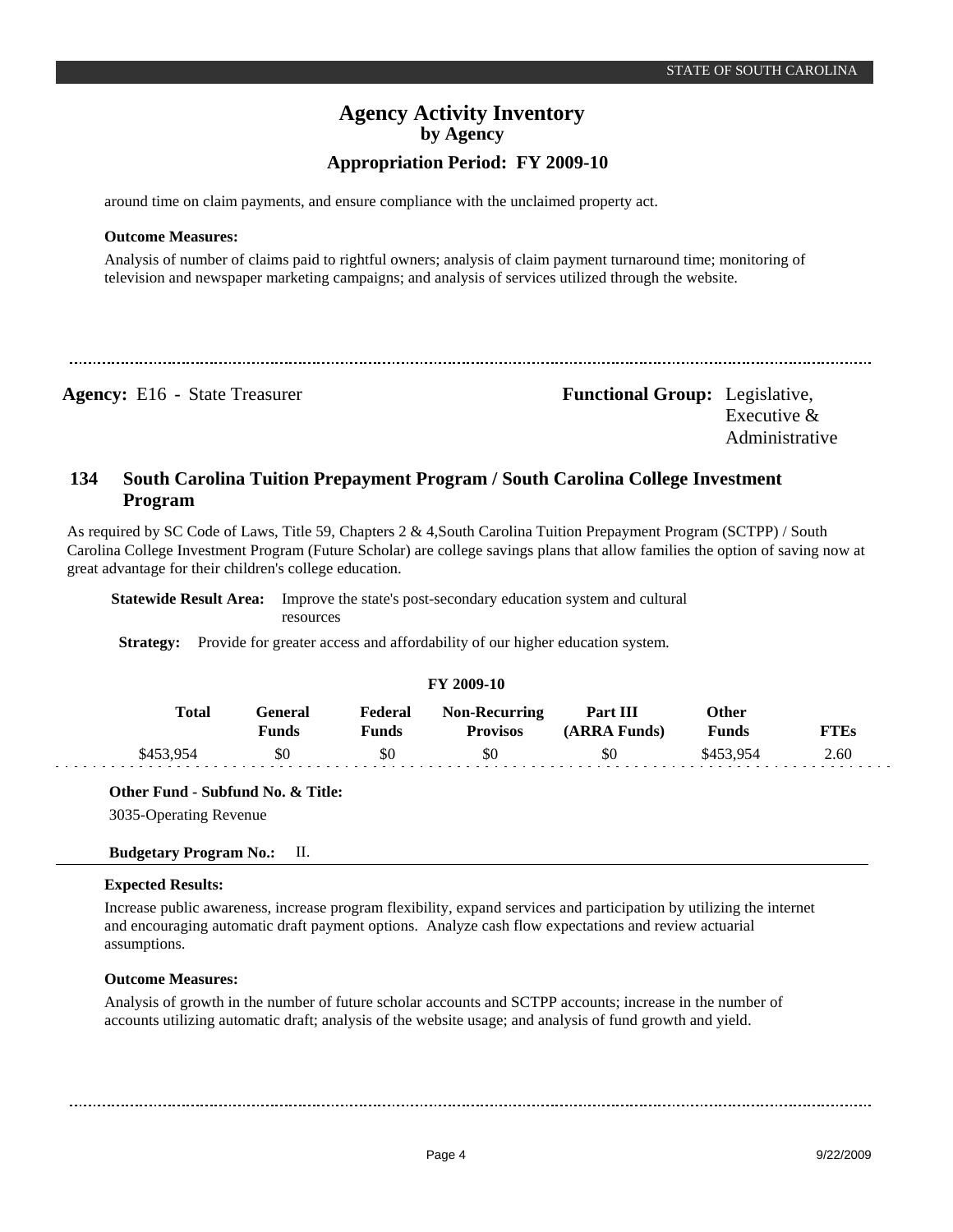around time on claim payments, and ensure compliance with the unclaimed property act.

**Outcome Measures:**

Analysis of number of claims paid to rightful owners; analysis of claim payment turnaround time; monitoring of television and newspaper marketing campaigns; and analysis of services utilized through the website.

---

**Agency:** E16 - State Treasurer

**Functional Group:** Legislative, Executive & Administrative

## 134 South Carolina Tuition Prepayment Program / South Carolina College Investment Program

As required by SC Code of Laws, Title 59, Chapters 2 & 4,South Carolina Tuition Prepayment Program (SCTPP) / South Carolina College Investment Program (Future Scholar) are college savings plans that allow families the option of saving now at great advantage for their children's college education.

**Statewide Result Area:** Improve the state's post-secondary education system and cultural resources

**Strategy:** Provide for greater access and affordability of our higher education system.

**FY 2009-10**

| Total | General Funds | Federal Funds | Non-Recurring Provisos | Part III (ARRA Funds) | Other Funds | FTEs |
|---|---|---|---|---|---|---|
| $453,954 | $0 | $0 | $0 | $0 | $453,954 | 2.60 |

**Other Fund - Subfund No. & Title:**

3035-Operating Revenue

**Budgetary Program No.:** II.

**Expected Results:**

Increase public awareness, increase program flexibility, expand services and participation by utilizing the internet and encouraging automatic draft payment options. Analyze cash flow expectations and review actuarial assumptions.

**Outcome Measures:**

Analysis of growth in the number of future scholar accounts and SCTPP accounts; increase in the number of accounts utilizing automatic draft; analysis of the website usage; and analysis of fund growth and yield.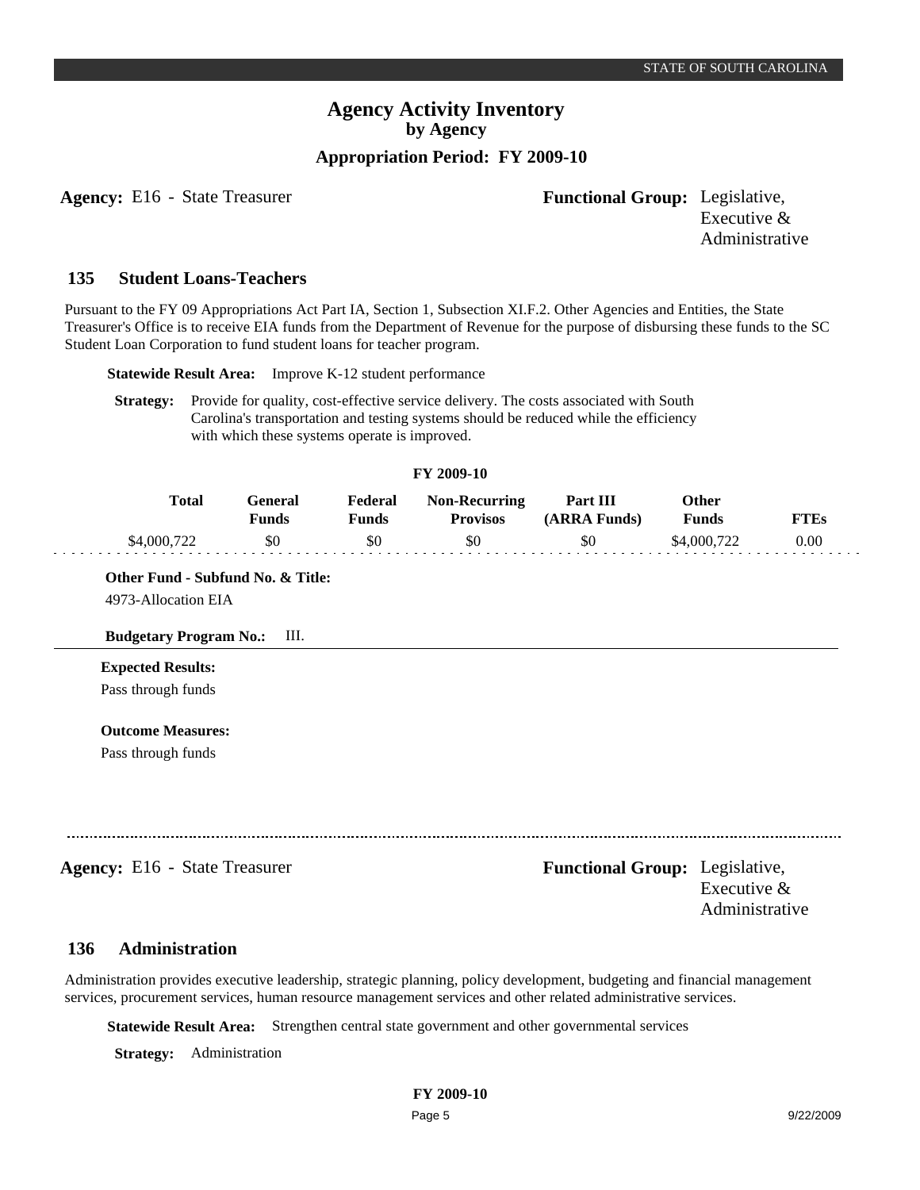# Agency Activity Inventory
## by Agency
### Appropriation Period: FY 2009-10

**Agency:** E16 - State Treasurer **Functional Group:** Legislative, Executive & Administrative

## 135 Student Loans-Teachers

Pursuant to the FY 09 Appropriations Act Part IA, Section 1, Subsection XI.F.2. Other Agencies and Entities, the State Treasurer's Office is to receive EIA funds from the Department of Revenue for the purpose of disbursing these funds to the SC Student Loan Corporation to fund student loans for teacher program.

**Statewide Result Area:** Improve K-12 student performance

**Strategy:** Provide for quality, cost-effective service delivery. The costs associated with South Carolina's transportation and testing systems should be reduced while the efficiency with which these systems operate is improved.

**FY 2009-10**

| Total | General Funds | Federal Funds | Non-Recurring Provisos | Part III (ARRA Funds) | Other Funds | FTEs |
|---|---|---|---|---|---|---|
| $4,000,722 | $0 | $0 | $0 | $0 | $4,000,722 | 0.00 |

**Other Fund - Subfund No. & Title:**
4973-Allocation EIA

**Budgetary Program No.:** III.

**Expected Results:**
Pass through funds

**Outcome Measures:**
Pass through funds

---

**Agency:** E16 - State Treasurer **Functional Group:** Legislative, Executive & Administrative

## 136 Administration

Administration provides executive leadership, strategic planning, policy development, budgeting and financial management services, procurement services, human resource management services and other related administrative services.

**Statewide Result Area:** Strengthen central state government and other governmental services

**Strategy:** Administration

**FY 2009-10**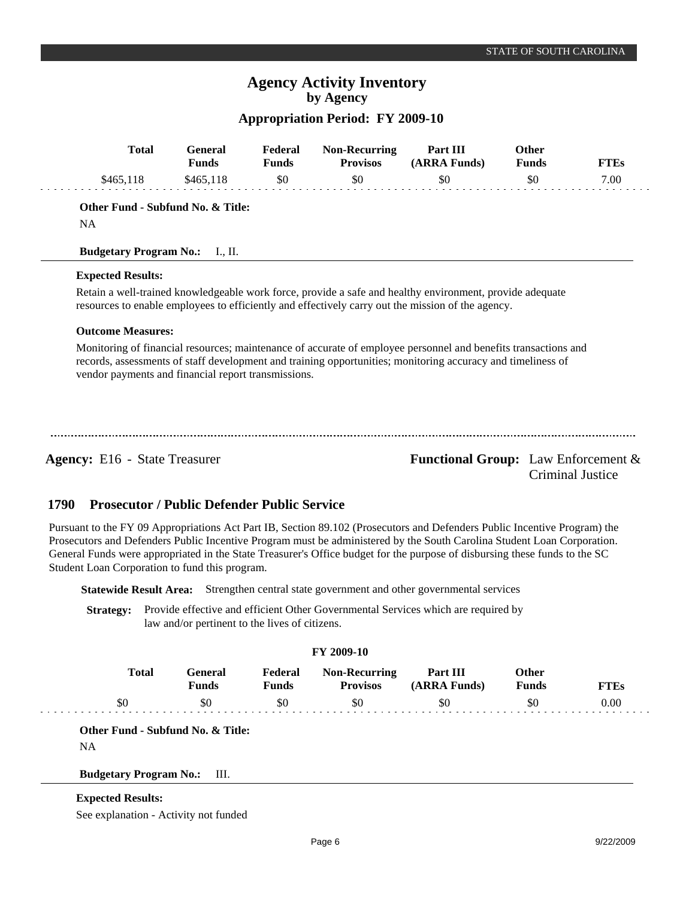| Total | General Funds | Federal Funds | Non-Recurring Provisos | Part III (ARRA Funds) | Other Funds | FTEs |
|---|---|---|---|---|---|---|
| $465,118 | $465,118 | $0 | $0 | $0 | $0 | 7.00 |

**Other Fund - Subfund No. & Title:**

NA

**Budgetary Program No.:** I., II.

**Expected Results:**

Retain a well-trained knowledgeable work force, provide a safe and healthy environment, provide adequate resources to enable employees to efficiently and effectively carry out the mission of the agency.

**Outcome Measures:**

Monitoring of financial resources; maintenance of accurate of employee personnel and benefits transactions and records, assessments of staff development and training opportunities; monitoring accuracy and timeliness of vendor payments and financial report transmissions.

---

**Agency:** E16 - State Treasurer

**Functional Group:** Law Enforcement & Criminal Justice

## 1790 Prosecutor / Public Defender Public Service

Pursuant to the FY 09 Appropriations Act Part IB, Section 89.102 (Prosecutors and Defenders Public Incentive Program) the Prosecutors and Defenders Public Incentive Program must be administered by the South Carolina Student Loan Corporation. General Funds were appropriated in the State Treasurer's Office budget for the purpose of disbursing these funds to the SC Student Loan Corporation to fund this program.

**Statewide Result Area:** Strengthen central state government and other governmental services

**Strategy:** Provide effective and efficient Other Governmental Services which are required by law and/or pertinent to the lives of citizens.

**FY 2009-10**

| Total | General Funds | Federal Funds | Non-Recurring Provisos | Part III (ARRA Funds) | Other Funds | FTEs |
|---|---|---|---|---|---|---|
| $0 | $0 | $0 | $0 | $0 | $0 | 0.00 |

**Other Fund - Subfund No. & Title:**

NA

**Budgetary Program No.:** III.

**Expected Results:**

See explanation - Activity not funded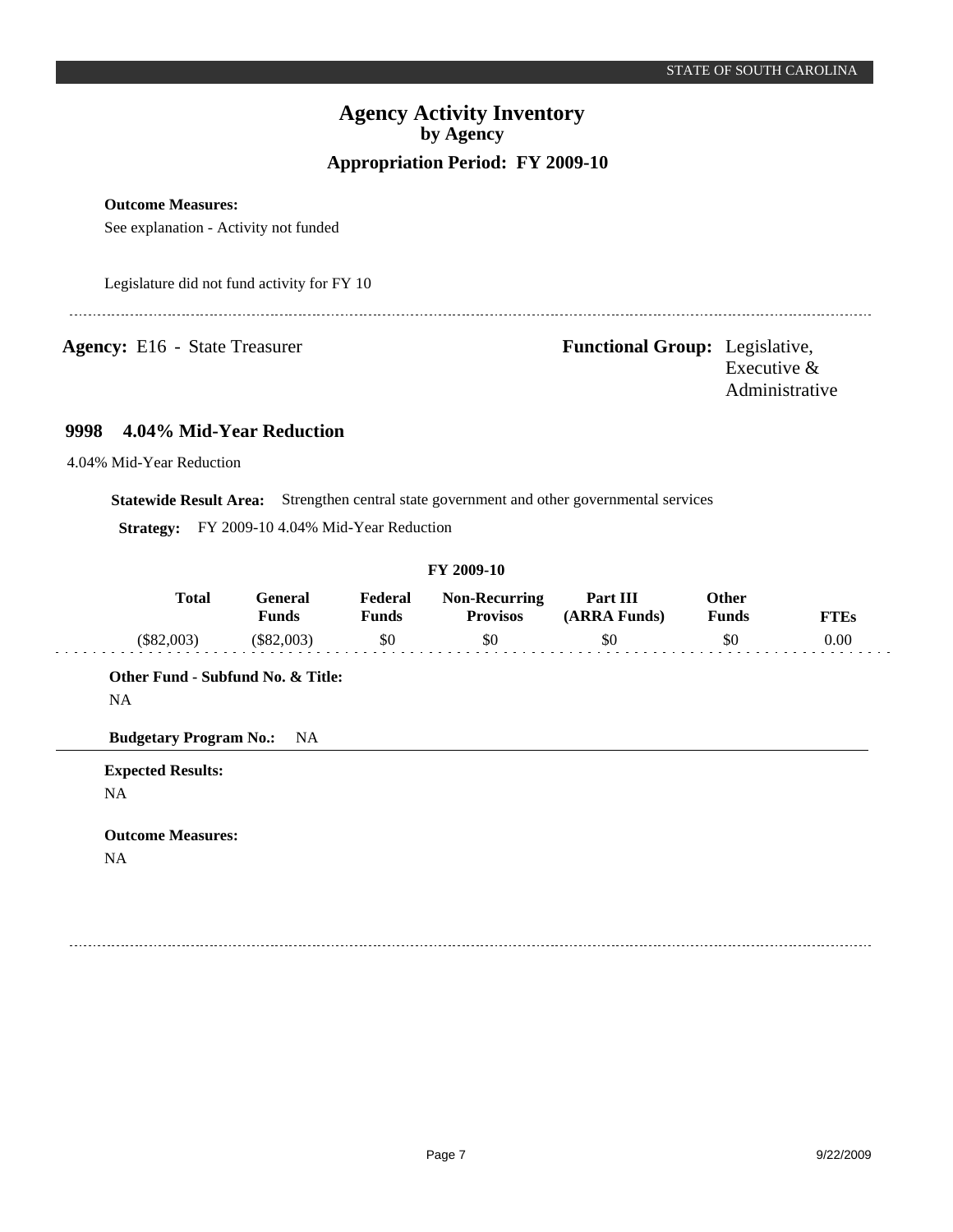**Outcome Measures:**

See explanation - Activity not funded

Legislature did not fund activity for FY 10

---

**Agency:** E16 - State Treasurer

**Functional Group:** Legislative, Executive & Administrative

## 9998 4.04% Mid-Year Reduction

4.04% Mid-Year Reduction

**Statewide Result Area:** Strengthen central state government and other governmental services

**Strategy:** FY 2009-10 4.04% Mid-Year Reduction

**FY 2009-10**

| Total | General Funds | Federal Funds | Non-Recurring Provisos | Part III (ARRA Funds) | Other Funds | FTEs |
|---|---|---|---|---|---|---|
| ($82,003) | ($82,003) | $0 | $0 | $0 | $0 | 0.00 |

**Other Fund - Subfund No. & Title:**

NA

**Budgetary Program No.:** NA

**Expected Results:**

NA

**Outcome Measures:**

NA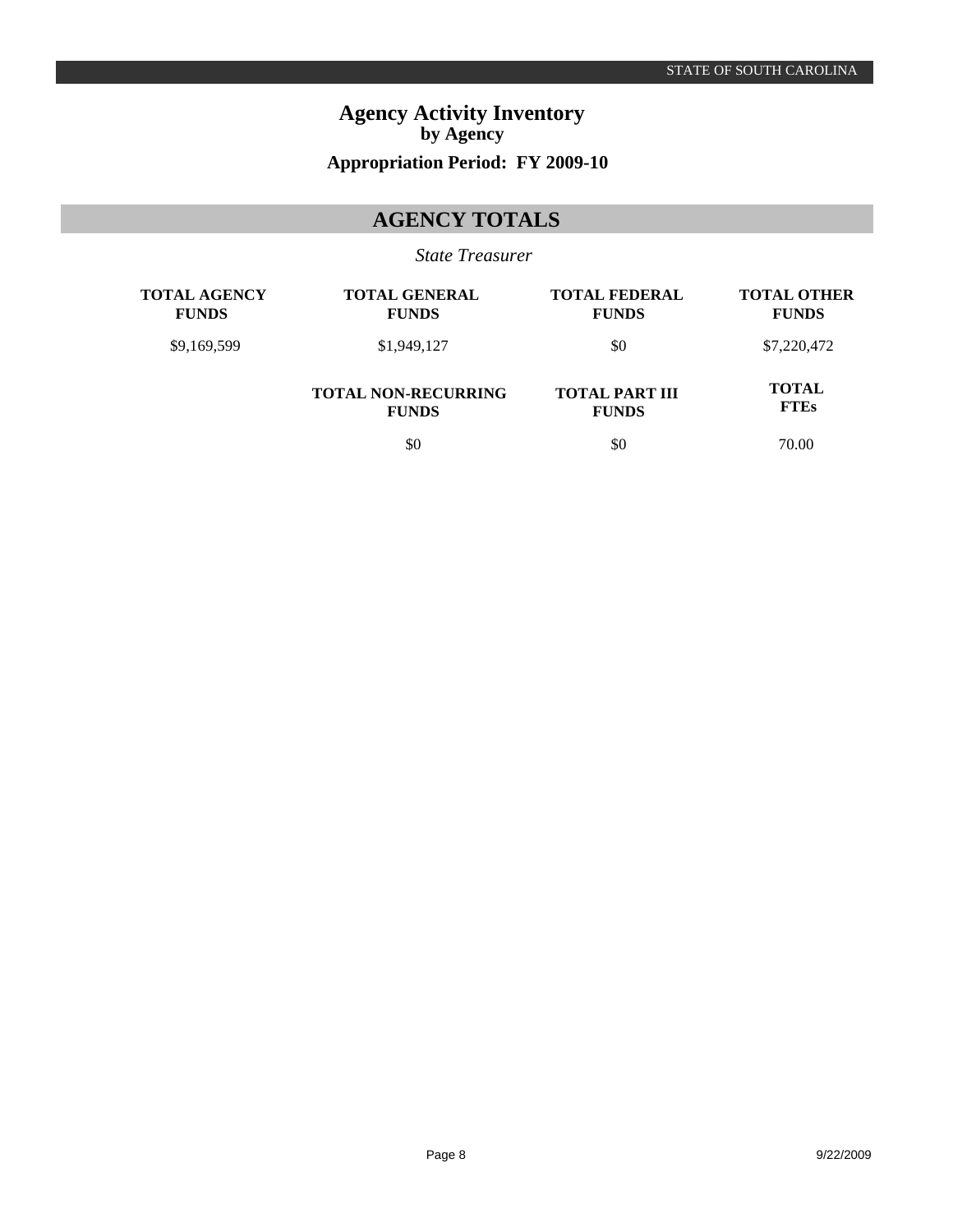# Agency Activity Inventory
### by Agency
### Appropriation Period: FY 2009-10

## AGENCY TOTALS

*State Treasurer*

| TOTAL AGENCY FUNDS | TOTAL GENERAL FUNDS | TOTAL FEDERAL FUNDS | TOTAL OTHER FUNDS |
|---|---|---|---|
| $9,169,599 | $1,949,127 | $0 | $7,220,472 |

| | TOTAL NON-RECURRING FUNDS | TOTAL PART III FUNDS | TOTAL FTEs |
|---|---|---|---|
| | $0 | $0 | 70.00 |